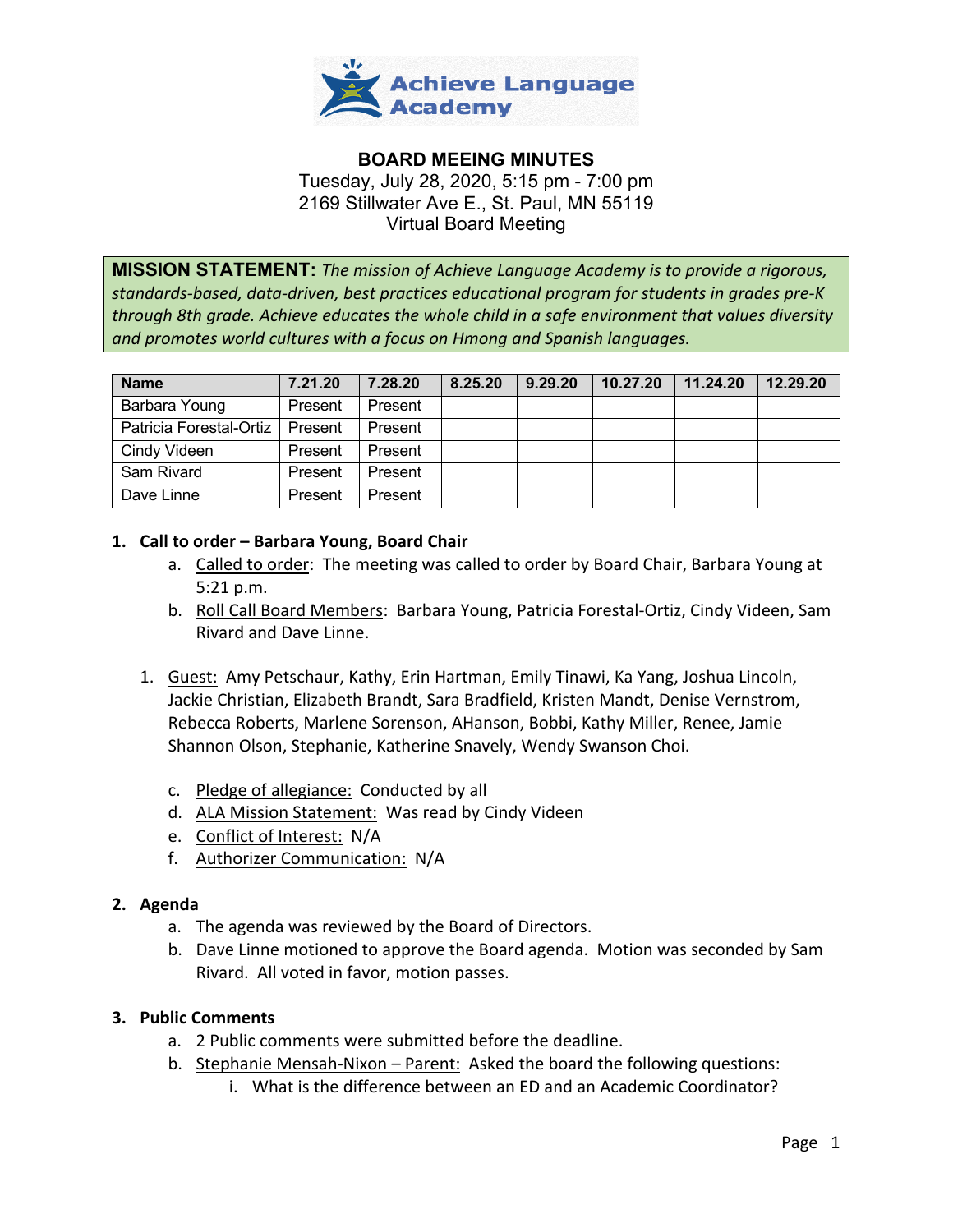**Achieve Language Academy**

# BOARD MEEING MINUTES

Tuesday, July 28, 2020, 5:15 pm - 7:00 pm
2169 Stillwater Ave E., St. Paul, MN 55119
Virtual Board Meeting

**MISSION STATEMENT:** *The mission of Achieve Language Academy is to provide a rigorous, standards-based, data-driven, best practices educational program for students in grades pre-K through 8th grade. Achieve educates the whole child in a safe environment that values diversity and promotes world cultures with a focus on Hmong and Spanish languages.*

| Name | 7.21.20 | 7.28.20 | 8.25.20 | 9.29.20 | 10.27.20 | 11.24.20 | 12.29.20 |
|---|---|---|---|---|---|---|---|
| Barbara Young | Present | Present | | | | | |
| Patricia Forestal-Ortiz | Present | Present | | | | | |
| Cindy Videen | Present | Present | | | | | |
| Sam Rivard | Present | Present | | | | | |
| Dave Linne | Present | Present | | | | | |

**1. Call to order – Barbara Young, Board Chair**

a. Called to order: The meeting was called to order by Board Chair, Barbara Young at 5:21 p.m.

b. Roll Call Board Members: Barbara Young, Patricia Forestal-Ortiz, Cindy Videen, Sam Rivard and Dave Linne.

1. Guest: Amy Petschaur, Kathy, Erin Hartman, Emily Tinawi, Ka Yang, Joshua Lincoln, Jackie Christian, Elizabeth Brandt, Sara Bradfield, Kristen Mandt, Denise Vernstrom, Rebecca Roberts, Marlene Sorenson, AHanson, Bobbi, Kathy Miller, Renee, Jamie Shannon Olson, Stephanie, Katherine Snavely, Wendy Swanson Choi.

c. Pledge of allegiance: Conducted by all

d. ALA Mission Statement: Was read by Cindy Videen

e. Conflict of Interest: N/A

f. Authorizer Communication: N/A

**2. Agenda**

a. The agenda was reviewed by the Board of Directors.

b. Dave Linne motioned to approve the Board agenda. Motion was seconded by Sam Rivard. All voted in favor, motion passes.

**3. Public Comments**

a. 2 Public comments were submitted before the deadline.

b. Stephanie Mensah-Nixon – Parent: Asked the board the following questions:

i. What is the difference between an ED and an Academic Coordinator?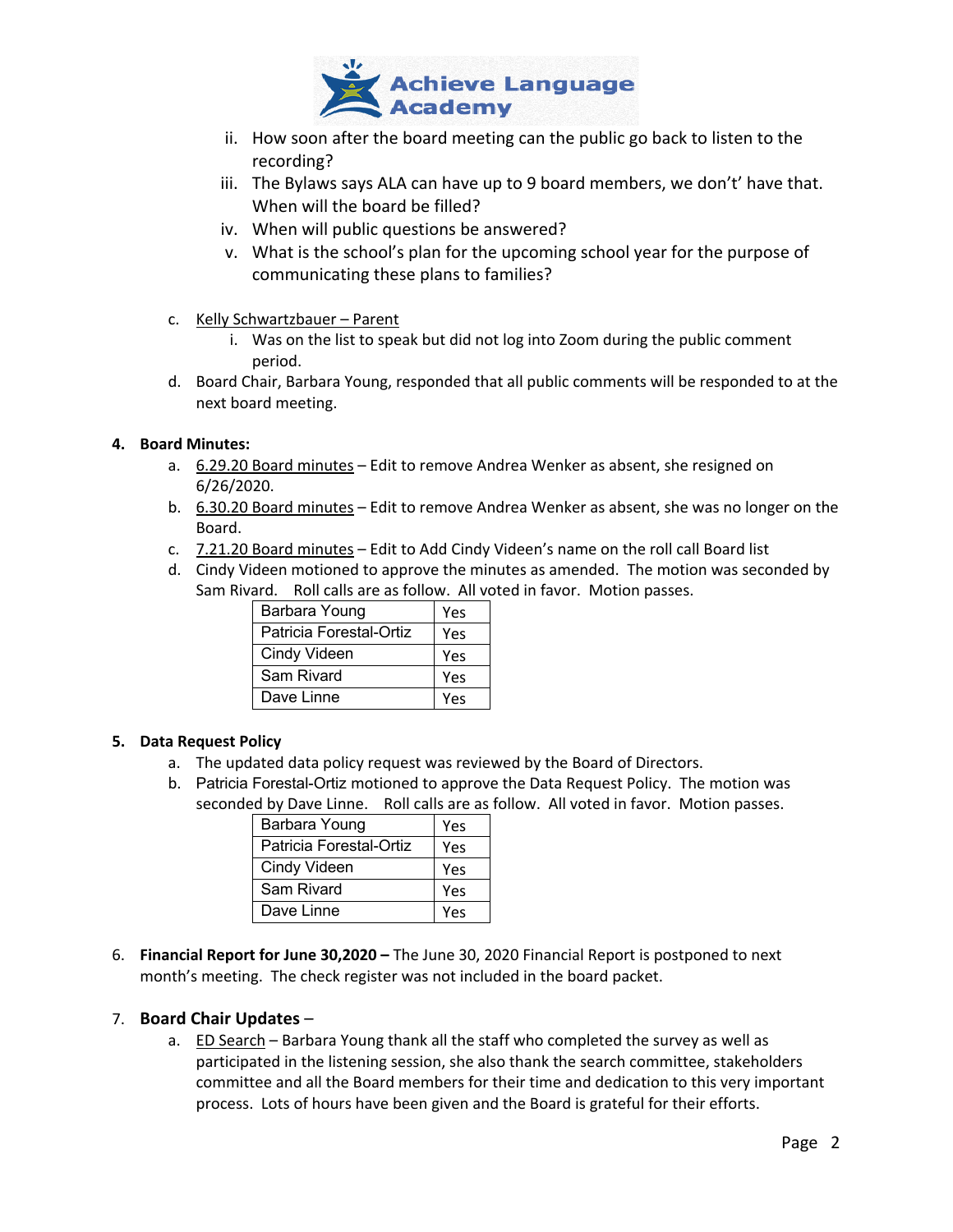ii. How soon after the board meeting can the public go back to listen to the recording?

iii. The Bylaws says ALA can have up to 9 board members, we don't' have that. When will the board be filled?

iv. When will public questions be answered?

v. What is the school's plan for the upcoming school year for the purpose of communicating these plans to families?

c. Kelly Schwartzbauer – Parent

   i. Was on the list to speak but did not log into Zoom during the public comment period.

d. Board Chair, Barbara Young, responded that all public comments will be responded to at the next board meeting.

**4. Board Minutes:**

a. 6.29.20 Board minutes – Edit to remove Andrea Wenker as absent, she resigned on 6/26/2020.

b. 6.30.20 Board minutes – Edit to remove Andrea Wenker as absent, she was no longer on the Board.

c. 7.21.20 Board minutes – Edit to Add Cindy Videen's name on the roll call Board list

d. Cindy Videen motioned to approve the minutes as amended. The motion was seconded by Sam Rivard. Roll calls are as follow. All voted in favor. Motion passes.

| Barbara Young | Yes |
|---|---|
| Patricia Forestal-Ortiz | Yes |
| Cindy Videen | Yes |
| Sam Rivard | Yes |
| Dave Linne | Yes |

**5. Data Request Policy**

a. The updated data policy request was reviewed by the Board of Directors.

b. Patricia Forestal-Ortiz motioned to approve the Data Request Policy. The motion was seconded by Dave Linne. Roll calls are as follow. All voted in favor. Motion passes.

| Barbara Young | Yes |
|---|---|
| Patricia Forestal-Ortiz | Yes |
| Cindy Videen | Yes |
| Sam Rivard | Yes |
| Dave Linne | Yes |

6. **Financial Report for June 30,2020 –** The June 30, 2020 Financial Report is postponed to next month's meeting. The check register was not included in the board packet.

7. **Board Chair Updates** –

a. ED Search – Barbara Young thank all the staff who completed the survey as well as participated in the listening session, she also thank the search committee, stakeholders committee and all the Board members for their time and dedication to this very important process. Lots of hours have been given and the Board is grateful for their efforts.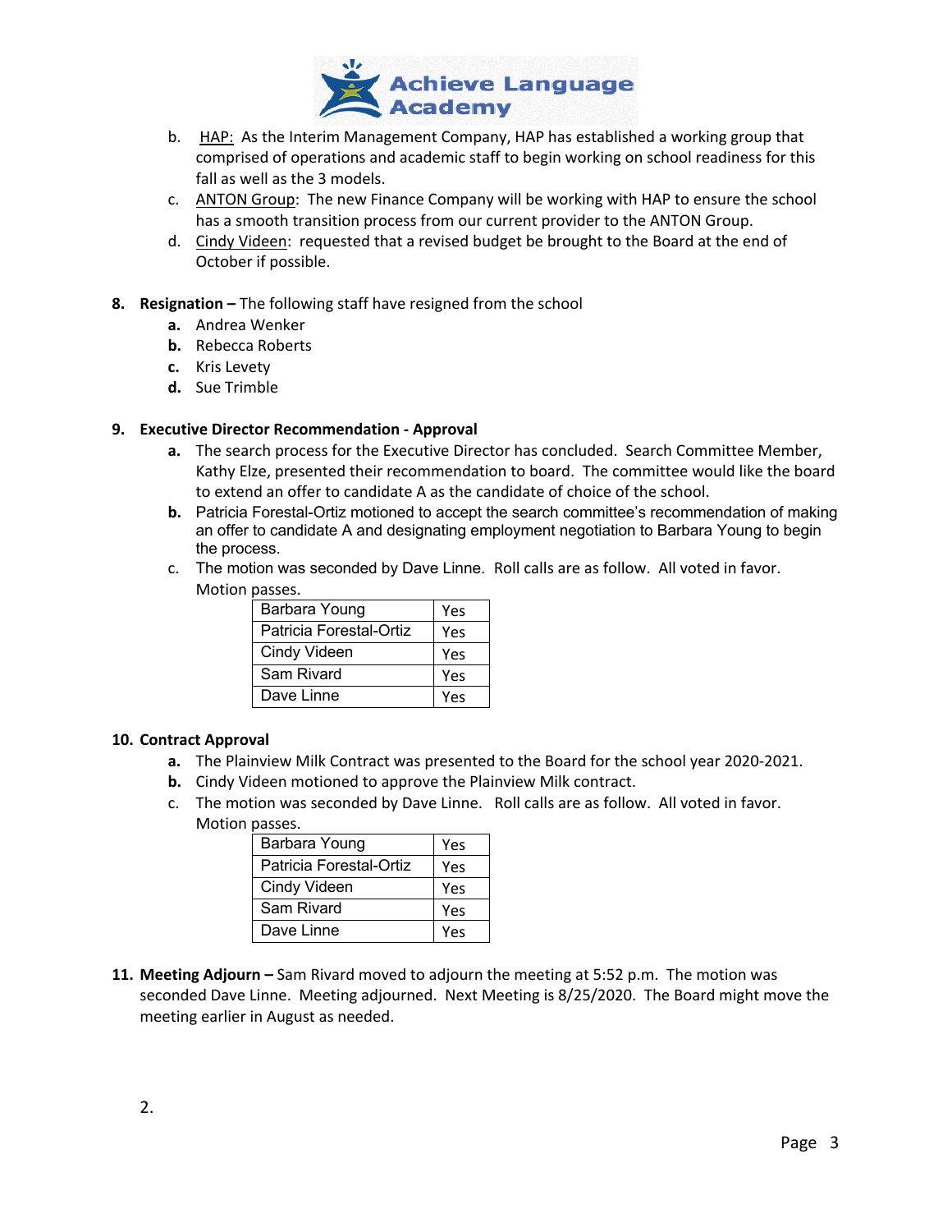b. HAP: As the Interim Management Company, HAP has established a working group that comprised of operations and academic staff to begin working on school readiness for this fall as well as the 3 models.

c. ANTON Group: The new Finance Company will be working with HAP to ensure the school has a smooth transition process from our current provider to the ANTON Group.

d. Cindy Videen: requested that a revised budget be brought to the Board at the end of October if possible.

8. **Resignation –** The following staff have resigned from the school
   - **a.** Andrea Wenker
   - **b.** Rebecca Roberts
   - **c.** Kris Levety
   - **d.** Sue Trimble

9. **Executive Director Recommendation - Approval**
   - **a.** The search process for the Executive Director has concluded. Search Committee Member, Kathy Elze, presented their recommendation to board. The committee would like the board to extend an offer to candidate A as the candidate of choice of the school.
   - **b.** Patricia Forestal-Ortiz motioned to accept the search committee's recommendation of making an offer to candidate A and designating employment negotiation to Barbara Young to begin the process.
   - c. The motion was seconded by Dave Linne. Roll calls are as follow. All voted in favor. Motion passes.

| | |
|---|---|
| Barbara Young | Yes |
| Patricia Forestal-Ortiz | Yes |
| Cindy Videen | Yes |
| Sam Rivard | Yes |
| Dave Linne | Yes |

10. **Contract Approval**
    - **a.** The Plainview Milk Contract was presented to the Board for the school year 2020-2021.
    - **b.** Cindy Videen motioned to approve the Plainview Milk contract.
    - c. The motion was seconded by Dave Linne. Roll calls are as follow. All voted in favor. Motion passes.

| | |
|---|---|
| Barbara Young | Yes |
| Patricia Forestal-Ortiz | Yes |
| Cindy Videen | Yes |
| Sam Rivard | Yes |
| Dave Linne | Yes |

11. **Meeting Adjourn –** Sam Rivard moved to adjourn the meeting at 5:52 p.m. The motion was seconded Dave Linne. Meeting adjourned. Next Meeting is 8/25/2020. The Board might move the meeting earlier in August as needed.

2.